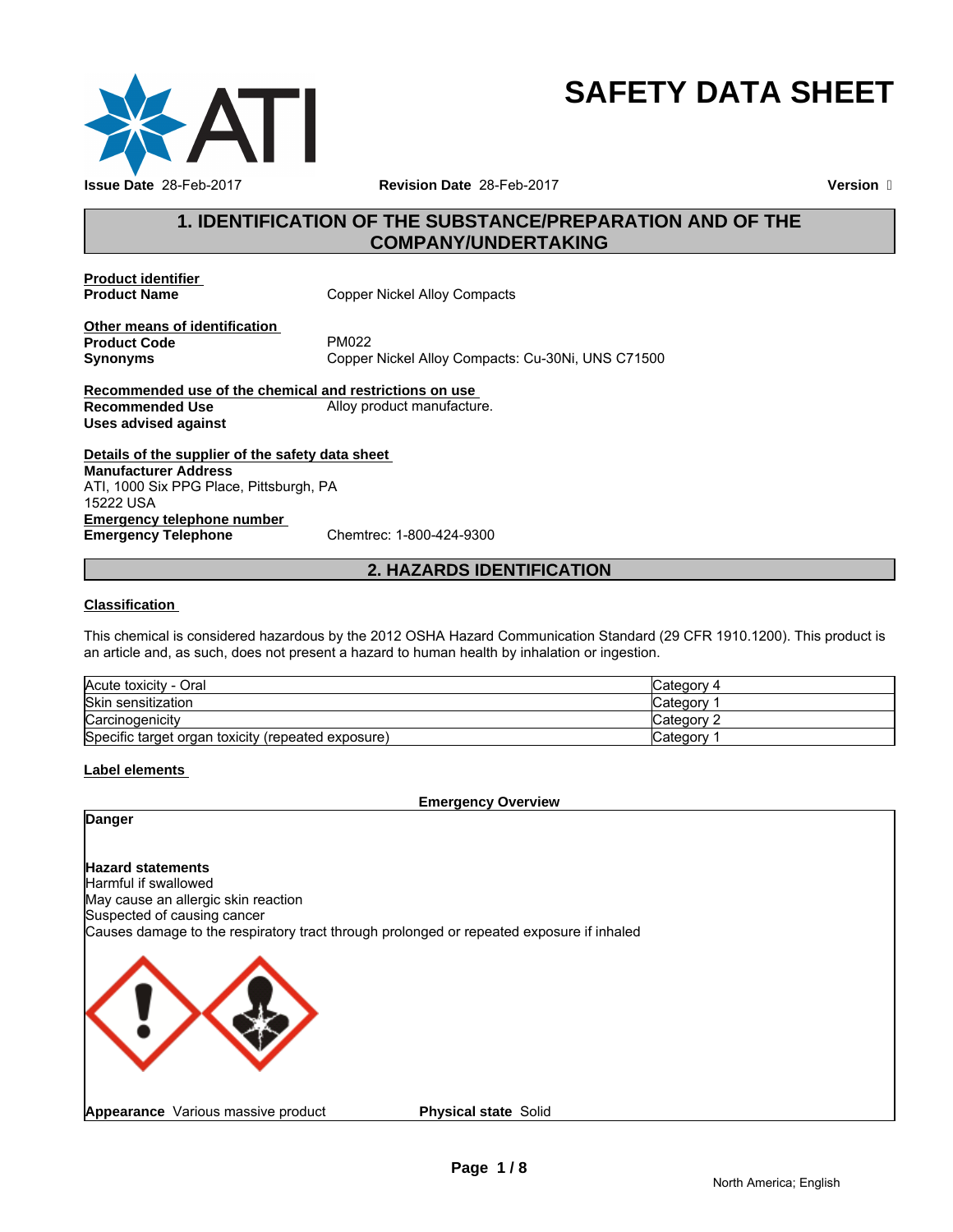# SAFETY DATA SHEET

**Issue Date** 28-Feb-2017 **Revision Date** 28-Feb-2017 **Version** 

## 1. IDENTIFICATION OF THE SUBSTANCE/PREPARATION AND OF THE COMPANY/UNDERTAKING

**Product identifier**

**Product Name** Copper Nickel Alloy Compacts

**Other means of identification**

**Product Code** PM022

**Synonyms** Copper Nickel Alloy Compacts: Cu-30Ni, UNS C71500

**Recommended use of the chemical and restrictions on use**

**Recommended Use** Alloy product manufacture.

**Uses advised against**

**Details of the supplier of the safety data sheet**

**Manufacturer Address**
ATI, 1000 Six PPG Place, Pittsburgh, PA
15222 USA

**Emergency telephone number**

**Emergency Telephone** Chemtrec: 1-800-424-9300

## 2. HAZARDS IDENTIFICATION

**Classification**

This chemical is considered hazardous by the 2012 OSHA Hazard Communication Standard (29 CFR 1910.1200). This product is an article and, as such, does not present a hazard to human health by inhalation or ingestion.

| | |
|---|---|
| Acute toxicity - Oral | Category 4 |
| Skin sensitization | Category 1 |
| Carcinogenicity | Category 2 |
| Specific target organ toxicity (repeated exposure) | Category 1 |

**Label elements**

**Emergency Overview**

**Danger**

**Hazard statements**
Harmful if swallowed
May cause an allergic skin reaction
Suspected of causing cancer
Causes damage to the respiratory tract through prolonged or repeated exposure if inhaled

**Appearance** Various massive product **Physical state** Solid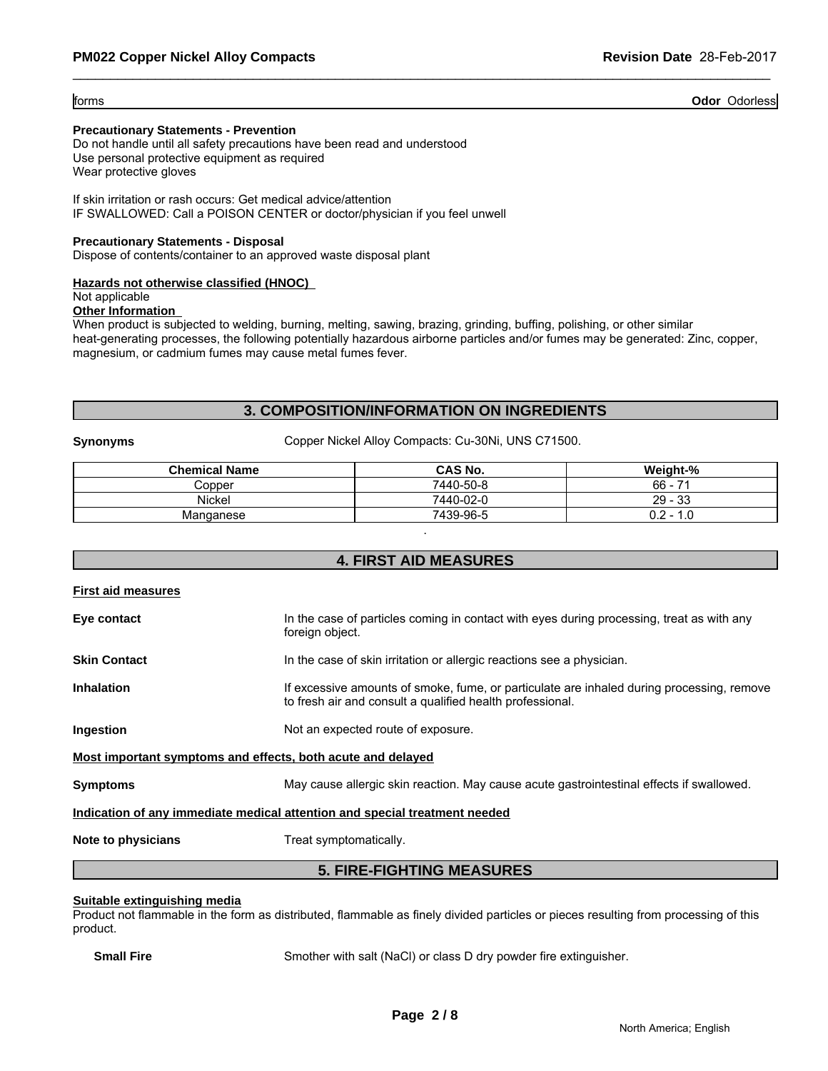forms **Odor** Odorless

**Precautionary Statements - Prevention**
Do not handle until all safety precautions have been read and understood
Use personal protective equipment as required
Wear protective gloves

If skin irritation or rash occurs: Get medical advice/attention
IF SWALLOWED: Call a POISON CENTER or doctor/physician if you feel unwell

**Precautionary Statements - Disposal**
Dispose of contents/container to an approved waste disposal plant

**Hazards not otherwise classified (HNOC)**
Not applicable
**Other Information**
When product is subjected to welding, burning, melting, sawing, brazing, grinding, buffing, polishing, or other similar heat-generating processes, the following potentially hazardous airborne particles and/or fumes may be generated: Zinc, copper, magnesium, or cadmium fumes may cause metal fumes fever.

## 3. COMPOSITION/INFORMATION ON INGREDIENTS

**Synonyms** Copper Nickel Alloy Compacts: Cu-30Ni, UNS C71500.

| Chemical Name | CAS No. | Weight-% |
|---|---|---|
| Copper | 7440-50-8 | 66 - 71 |
| Nickel | 7440-02-0 | 29 - 33 |
| Manganese | 7439-96-5 | 0.2 - 1.0 |

## 4. FIRST AID MEASURES

**First aid measures**

**Eye contact** In the case of particles coming in contact with eyes during processing, treat as with any foreign object.

**Skin Contact** In the case of skin irritation or allergic reactions see a physician.

**Inhalation** If excessive amounts of smoke, fume, or particulate are inhaled during processing, remove to fresh air and consult a qualified health professional.

**Ingestion** Not an expected route of exposure.

**Most important symptoms and effects, both acute and delayed**

**Symptoms** May cause allergic skin reaction. May cause acute gastrointestinal effects if swallowed.

**Indication of any immediate medical attention and special treatment needed**

**Note to physicians** Treat symptomatically.

## 5. FIRE-FIGHTING MEASURES

**Suitable extinguishing media**
Product not flammable in the form as distributed, flammable as finely divided particles or pieces resulting from processing of this product.

**Small Fire** Smother with salt (NaCl) or class D dry powder fire extinguisher.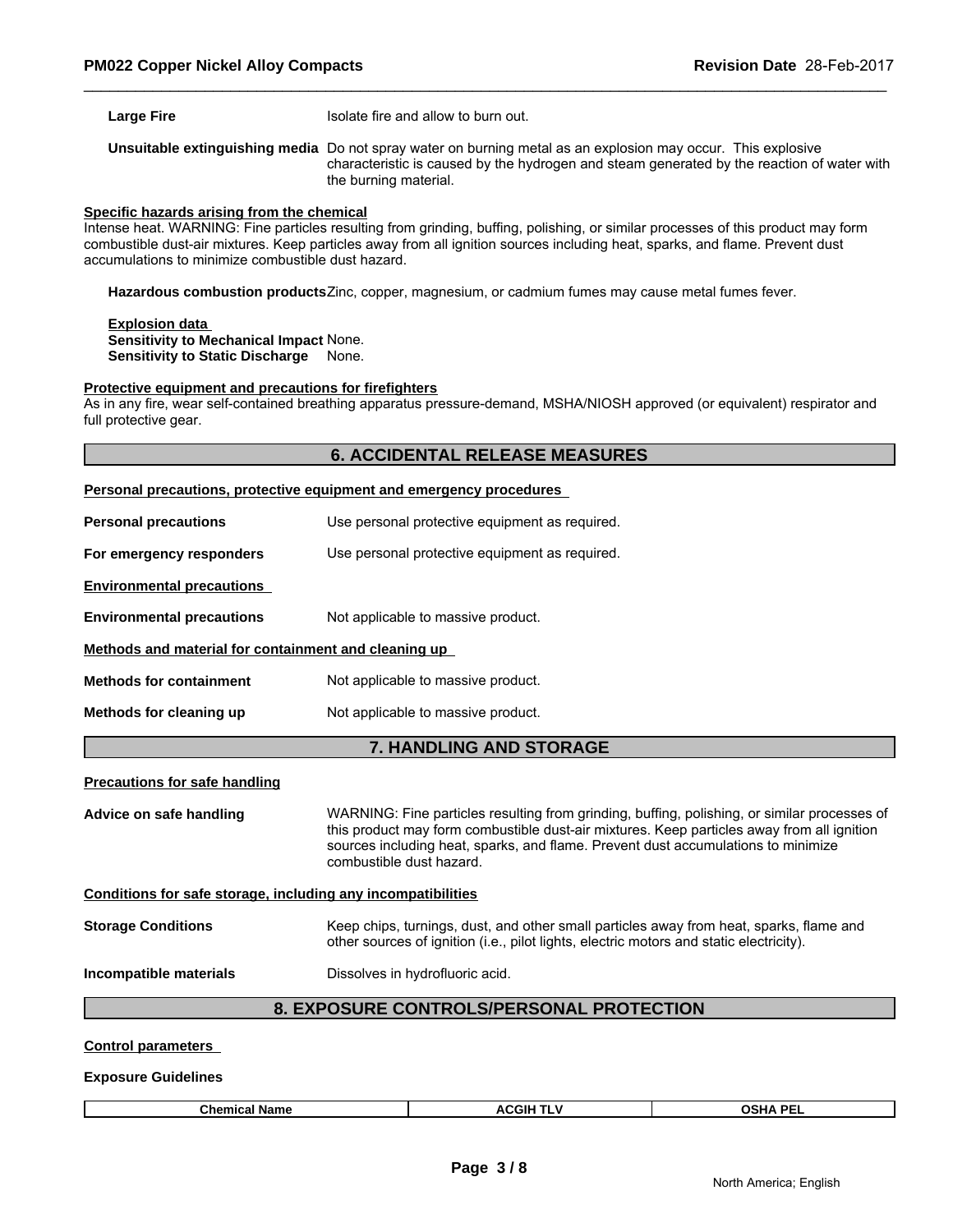| | |
|---|---|
| **Large Fire** | Isolate fire and allow to burn out. |
| **Unsuitable extinguishing media** | Do not spray water on burning metal as an explosion may occur. This explosive characteristic is caused by the hydrogen and steam generated by the reaction of water with the burning material. |

**Specific hazards arising from the chemical**

Intense heat. WARNING: Fine particles resulting from grinding, buffing, polishing, or similar processes of this product may form combustible dust-air mixtures. Keep particles away from all ignition sources including heat, sparks, and flame. Prevent dust accumulations to minimize combustible dust hazard.

**Hazardous combustion products** Zinc, copper, magnesium, or cadmium fumes may cause metal fumes fever.

**Explosion data**

**Sensitivity to Mechanical Impact** None.
**Sensitivity to Static Discharge** None.

**Protective equipment and precautions for firefighters**

As in any fire, wear self-contained breathing apparatus pressure-demand, MSHA/NIOSH approved (or equivalent) respirator and full protective gear.

## 6. ACCIDENTAL RELEASE MEASURES

**Personal precautions, protective equipment and emergency procedures**

| | |
|---|---|
| **Personal precautions** | Use personal protective equipment as required. |
| **For emergency responders** | Use personal protective equipment as required. |

**Environmental precautions**

| | |
|---|---|
| **Environmental precautions** | Not applicable to massive product. |

**Methods and material for containment and cleaning up**

| | |
|---|---|
| **Methods for containment** | Not applicable to massive product. |
| **Methods for cleaning up** | Not applicable to massive product. |

## 7. HANDLING AND STORAGE

**Precautions for safe handling**

| | |
|---|---|
| **Advice on safe handling** | WARNING: Fine particles resulting from grinding, buffing, polishing, or similar processes of this product may form combustible dust-air mixtures. Keep particles away from all ignition sources including heat, sparks, and flame. Prevent dust accumulations to minimize combustible dust hazard. |

**Conditions for safe storage, including any incompatibilities**

| | |
|---|---|
| **Storage Conditions** | Keep chips, turnings, dust, and other small particles away from heat, sparks, flame and other sources of ignition (i.e., pilot lights, electric motors and static electricity). |
| **Incompatible materials** | Dissolves in hydrofluoric acid. |

## 8. EXPOSURE CONTROLS/PERSONAL PROTECTION

**Control parameters**

**Exposure Guidelines**

| Chemical Name | ACGIH TLV | OSHA PEL |
|---|---|---|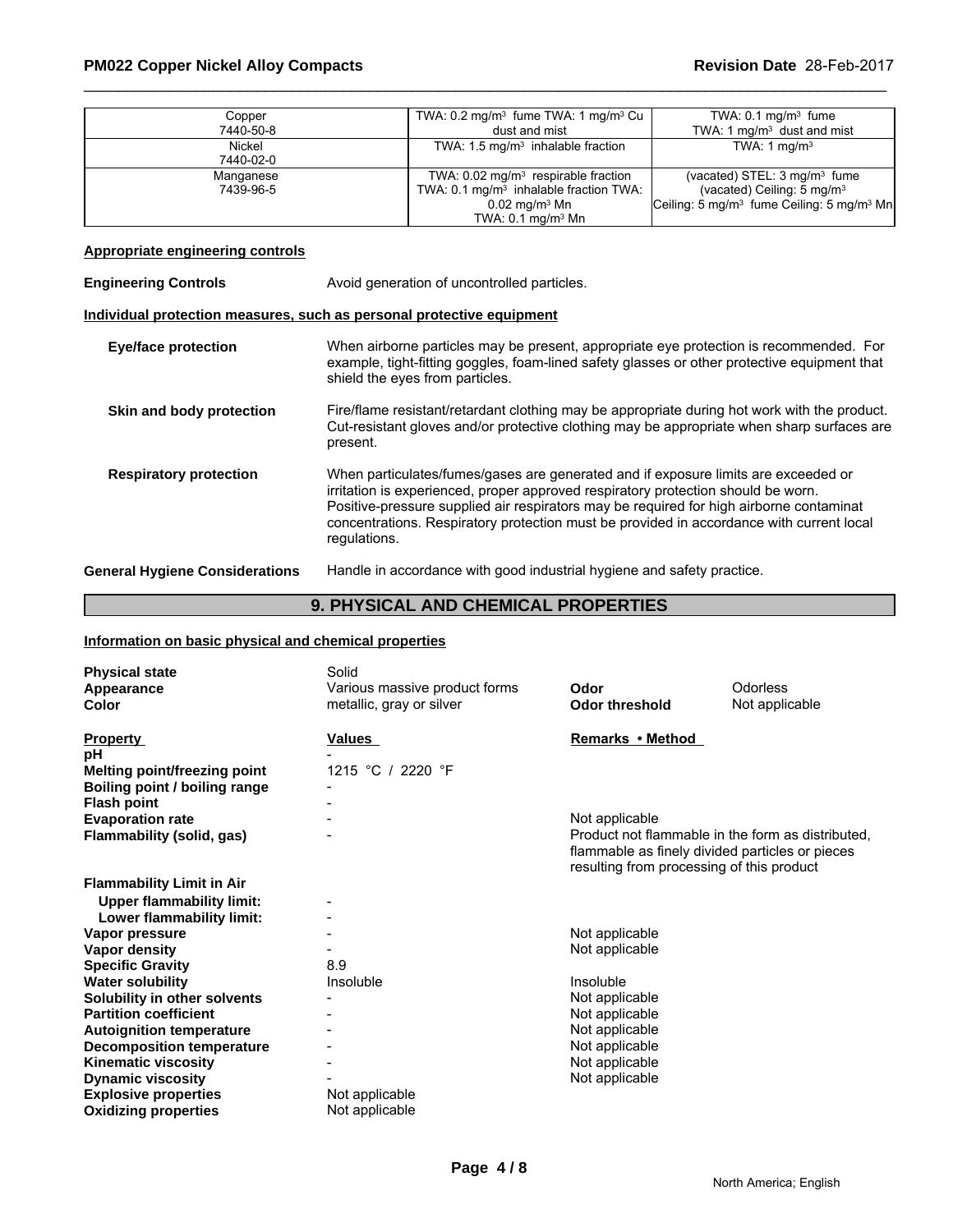| | | |
|---|---|---|
| Copper<br>7440-50-8 | TWA: 0.2 mg/m³ fume TWA: 1 mg/m³ Cu dust and mist | TWA: 0.1 mg/m³ fume<br>TWA: 1 mg/m³ dust and mist |
| Nickel<br>7440-02-0 | TWA: 1.5 mg/m³ inhalable fraction | TWA: 1 mg/m³ |
| Manganese<br>7439-96-5 | TWA: 0.02 mg/m³ respirable fraction<br>TWA: 0.1 mg/m³ inhalable fraction TWA: 0.02 mg/m³ Mn<br>TWA: 0.1 mg/m³ Mn | (vacated) STEL: 3 mg/m³ fume<br>(vacated) Ceiling: 5 mg/m³<br>Ceiling: 5 mg/m³ fume Ceiling: 5 mg/m³ Mn |

**Appropriate engineering controls**

**Engineering Controls** Avoid generation of uncontrolled particles.

**Individual protection measures, such as personal protective equipment**

**Eye/face protection** When airborne particles may be present, appropriate eye protection is recommended. For example, tight-fitting goggles, foam-lined safety glasses or other protective equipment that shield the eyes from particles.

**Skin and body protection** Fire/flame resistant/retardant clothing may be appropriate during hot work with the product. Cut-resistant gloves and/or protective clothing may be appropriate when sharp surfaces are present.

**Respiratory protection** When particulates/fumes/gases are generated and if exposure limits are exceeded or irritation is experienced, proper approved respiratory protection should be worn. Positive-pressure supplied air respirators may be required for high airborne contaminat concentrations. Respiratory protection must be provided in accordance with current local regulations.

**General Hygiene Considerations** Handle in accordance with good industrial hygiene and safety practice.

## 9. PHYSICAL AND CHEMICAL PROPERTIES

**Information on basic physical and chemical properties**

| | | | |
|---|---|---|---|
| **Physical state** | Solid | | |
| **Appearance** | Various massive product forms | **Odor** | Odorless |
| **Color** | metallic, gray or silver | **Odor threshold** | Not applicable |

| **Property** | **Values** | **Remarks • Method** |
|---|---|---|
| **pH** | - | |
| **Melting point/freezing point** | 1215 °C / 2220 °F | |
| **Boiling point / boiling range** | - | |
| **Flash point** | - | |
| **Evaporation rate** | - | Not applicable |
| **Flammability (solid, gas)** | - | Product not flammable in the form as distributed, flammable as finely divided particles or pieces resulting from processing of this product |
| **Flammability Limit in Air** | | |
| **Upper flammability limit:** | - | |
| **Lower flammability limit:** | - | |
| **Vapor pressure** | - | Not applicable |
| **Vapor density** | - | Not applicable |
| **Specific Gravity** | 8.9 | |
| **Water solubility** | Insoluble | Insoluble |
| **Solubility in other solvents** | - | Not applicable |
| **Partition coefficient** | - | Not applicable |
| **Autoignition temperature** | - | Not applicable |
| **Decomposition temperature** | - | Not applicable |
| **Kinematic viscosity** | - | Not applicable |
| **Dynamic viscosity** | - | Not applicable |
| **Explosive properties** | Not applicable | |
| **Oxidizing properties** | Not applicable | |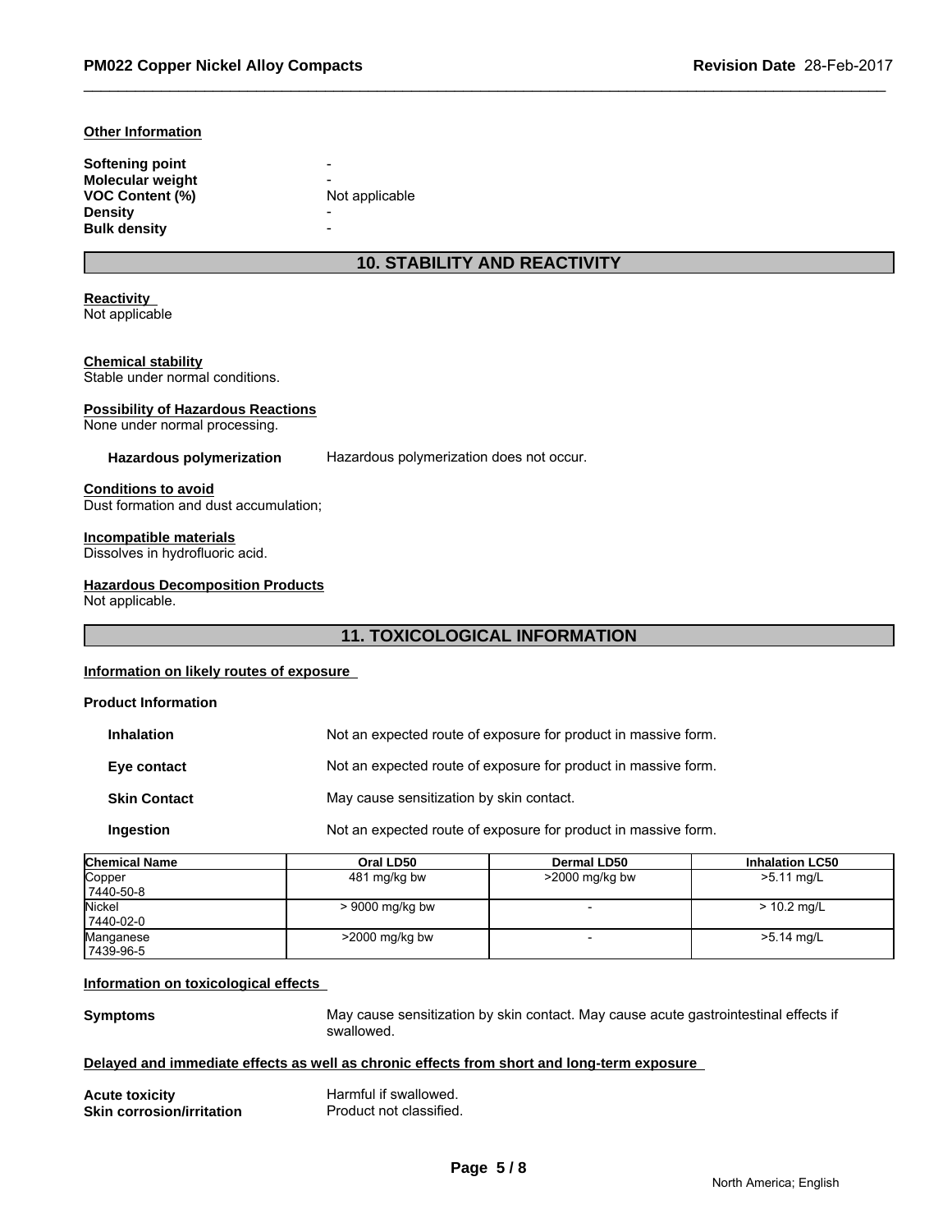### Other Information

| | |
|---|---|
| **Softening point** | - |
| **Molecular weight** | - |
| **VOC Content (%)** | Not applicable |
| **Density** | - |
| **Bulk density** | - |

## 10. STABILITY AND REACTIVITY

**Reactivity**
Not applicable

**Chemical stability**
Stable under normal conditions.

**Possibility of Hazardous Reactions**
None under normal processing.

**Hazardous polymerization** Hazardous polymerization does not occur.

**Conditions to avoid**
Dust formation and dust accumulation;

**Incompatible materials**
Dissolves in hydrofluoric acid.

**Hazardous Decomposition Products**
Not applicable.

## 11. TOXICOLOGICAL INFORMATION

**Information on likely routes of exposure**

**Product Information**

| | |
|---|---|
| **Inhalation** | Not an expected route of exposure for product in massive form. |
| **Eye contact** | Not an expected route of exposure for product in massive form. |
| **Skin Contact** | May cause sensitization by skin contact. |
| **Ingestion** | Not an expected route of exposure for product in massive form. |

| Chemical Name | Oral LD50 | Dermal LD50 | Inhalation LC50 |
|---|---|---|---|
| Copper 7440-50-8 | 481 mg/kg bw | >2000 mg/kg bw | >5.11 mg/L |
| Nickel 7440-02-0 | > 9000 mg/kg bw | - | > 10.2 mg/L |
| Manganese 7439-96-5 | >2000 mg/kg bw | - | >5.14 mg/L |

**Information on toxicological effects**

**Symptoms** May cause sensitization by skin contact. May cause acute gastrointestinal effects if swallowed.

**Delayed and immediate effects as well as chronic effects from short and long-term exposure**

| | |
|---|---|
| **Acute toxicity** | Harmful if swallowed. |
| **Skin corrosion/irritation** | Product not classified. |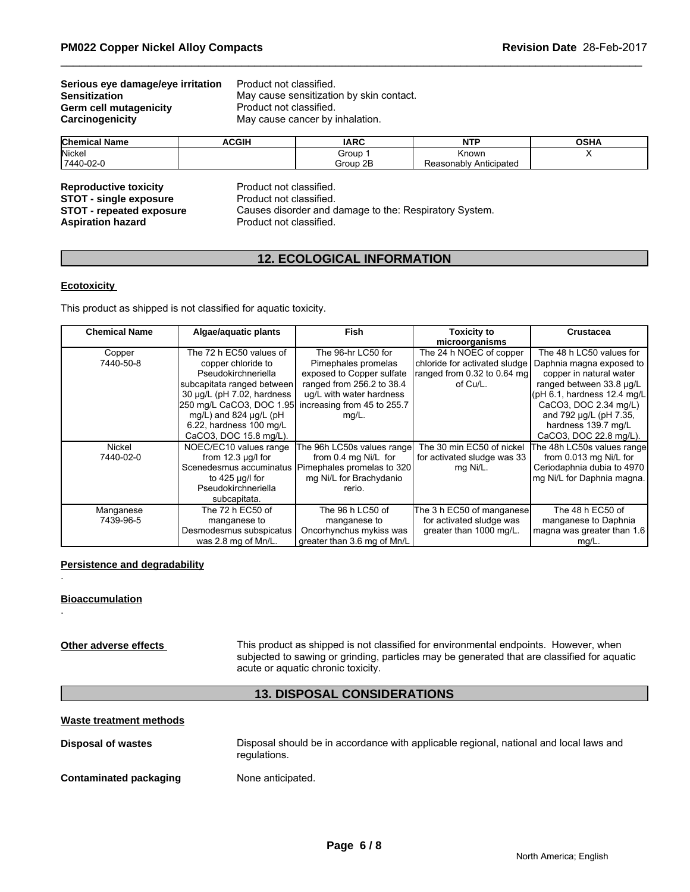| | |
|---|---|
| **Serious eye damage/eye irritation** | Product not classified. |
| **Sensitization** | May cause sensitization by skin contact. |
| **Germ cell mutagenicity** | Product not classified. |
| **Carcinogenicity** | May cause cancer by inhalation. |

| Chemical Name | ACGIH | IARC | NTP | OSHA |
|---|---|---|---|---|
| Nickel 7440-02-0 | | Group 1 Group 2B | Known Reasonably Anticipated | X |

| | |
|---|---|
| **Reproductive toxicity** | Product not classified. |
| **STOT - single exposure** | Product not classified. |
| **STOT - repeated exposure** | Causes disorder and damage to the: Respiratory System. |
| **Aspiration hazard** | Product not classified. |

## 12. ECOLOGICAL INFORMATION

**Ecotoxicity**

This product as shipped is not classified for aquatic toxicity.

| Chemical Name | Algae/aquatic plants | Fish | Toxicity to microorganisms | Crustacea |
|---|---|---|---|---|
| Copper 7440-50-8 | The 72 h EC50 values of copper chloride to Pseudokirchneriella subcapitata ranged between 30 µg/L (pH 7.02, hardness 250 mg/L CaCO3, DOC 1.95 mg/L) and 824 µg/L (pH 6.22, hardness 100 mg/L CaCO3, DOC 15.8 mg/L). | The 96-hr LC50 for Pimephales promelas exposed to Copper sulfate ranged from 256.2 to 38.4 ug/L with water hardness increasing from 45 to 255.7 mg/L. | The 24 h NOEC of copper chloride for activated sludge ranged from 0.32 to 0.64 mg of Cu/L. | The 48 h LC50 values for Daphnia magna exposed to copper in natural water ranged between 33.8 µg/L (pH 6.1, hardness 12.4 mg/L CaCO3, DOC 2.34 mg/L) and 792 µg/L (pH 7.35, hardness 139.7 mg/L CaCO3, DOC 22.8 mg/L). |
| Nickel 7440-02-0 | NOEC/EC10 values range from 12.3 µg/l for Scenedesmus accuminatus to 425 µg/l for Pseudokirchneriella subcapitata. | The 96h LC50s values range from 0.4 mg Ni/L for Pimephales promelas to 320 mg Ni/L for Brachydanio rerio. | The 30 min EC50 of nickel for activated sludge was 33 mg Ni/L. | The 48h LC50s values range from 0.013 mg Ni/L for Ceriodaphnia dubia to 4970 mg Ni/L for Daphnia magna. |
| Manganese 7439-96-5 | The 72 h EC50 of manganese to Desmodesmus subspicatus was 2.8 mg of Mn/L. | The 96 h LC50 of manganese to Oncorhynchus mykiss was greater than 3.6 mg of Mn/L | The 3 h EC50 of manganese for activated sludge was greater than 1000 mg/L. | The 48 h EC50 of manganese to Daphnia magna was greater than 1.6 mg/L. |

**Persistence and degradability**

.

**Bioaccumulation**

.

**Other adverse effects** This product as shipped is not classified for environmental endpoints. However, when subjected to sawing or grinding, particles may be generated that are classified for aquatic acute or aquatic chronic toxicity.

## 13. DISPOSAL CONSIDERATIONS

**Waste treatment methods**

| | |
|---|---|
| **Disposal of wastes** | Disposal should be in accordance with applicable regional, national and local laws and regulations. |
| **Contaminated packaging** | None anticipated. |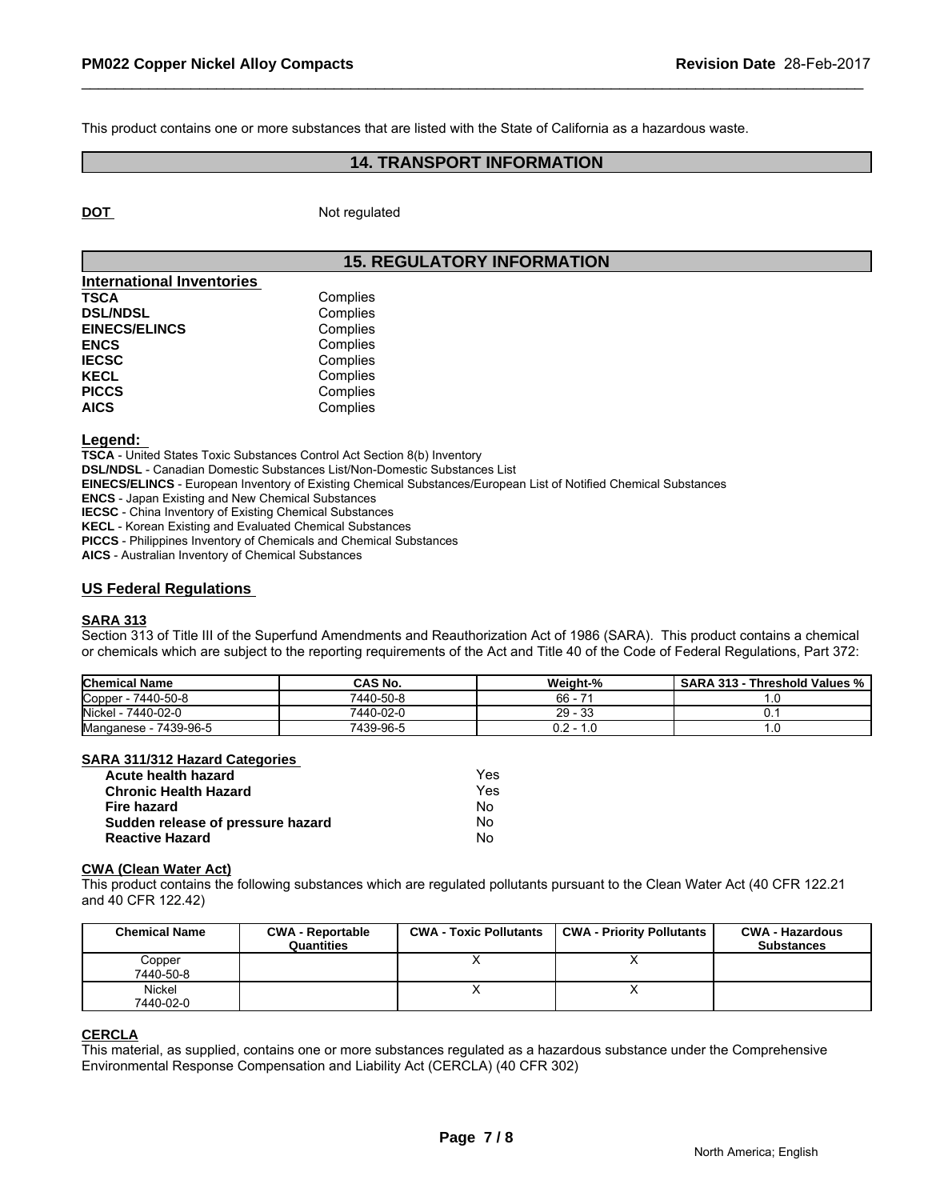This product contains one or more substances that are listed with the State of California as a hazardous waste.

## 14. TRANSPORT INFORMATION

**DOT** Not regulated

## 15. REGULATORY INFORMATION

**International Inventories**

| | |
|---|---|
| **TSCA** | Complies |
| **DSL/NDSL** | Complies |
| **EINECS/ELINCS** | Complies |
| **ENCS** | Complies |
| **IECSC** | Complies |
| **KECL** | Complies |
| **PICCS** | Complies |
| **AICS** | Complies |

**Legend:**

**TSCA** - United States Toxic Substances Control Act Section 8(b) Inventory
**DSL/NDSL** - Canadian Domestic Substances List/Non-Domestic Substances List
**EINECS/ELINCS** - European Inventory of Existing Chemical Substances/European List of Notified Chemical Substances
**ENCS** - Japan Existing and New Chemical Substances
**IECSC** - China Inventory of Existing Chemical Substances
**KECL** - Korean Existing and Evaluated Chemical Substances
**PICCS** - Philippines Inventory of Chemicals and Chemical Substances
**AICS** - Australian Inventory of Chemical Substances

### US Federal Regulations

**SARA 313**

Section 313 of Title III of the Superfund Amendments and Reauthorization Act of 1986 (SARA). This product contains a chemical or chemicals which are subject to the reporting requirements of the Act and Title 40 of the Code of Federal Regulations, Part 372:

| Chemical Name | CAS No. | Weight-% | SARA 313 - Threshold Values % |
|---|---|---|---|
| Copper - 7440-50-8 | 7440-50-8 | 66 - 71 | 1.0 |
| Nickel - 7440-02-0 | 7440-02-0 | 29 - 33 | 0.1 |
| Manganese - 7439-96-5 | 7439-96-5 | 0.2 - 1.0 | 1.0 |

**SARA 311/312 Hazard Categories**

| | |
|---|---|
| **Acute health hazard** | Yes |
| **Chronic Health Hazard** | Yes |
| **Fire hazard** | No |
| **Sudden release of pressure hazard** | No |
| **Reactive Hazard** | No |

**CWA (Clean Water Act)**

This product contains the following substances which are regulated pollutants pursuant to the Clean Water Act (40 CFR 122.21 and 40 CFR 122.42)

| Chemical Name | CWA - Reportable Quantities | CWA - Toxic Pollutants | CWA - Priority Pollutants | CWA - Hazardous Substances |
|---|---|---|---|---|
| Copper 7440-50-8 | | X | X | |
| Nickel 7440-02-0 | | X | X | |

**CERCLA**

This material, as supplied, contains one or more substances regulated as a hazardous substance under the Comprehensive Environmental Response Compensation and Liability Act (CERCLA) (40 CFR 302)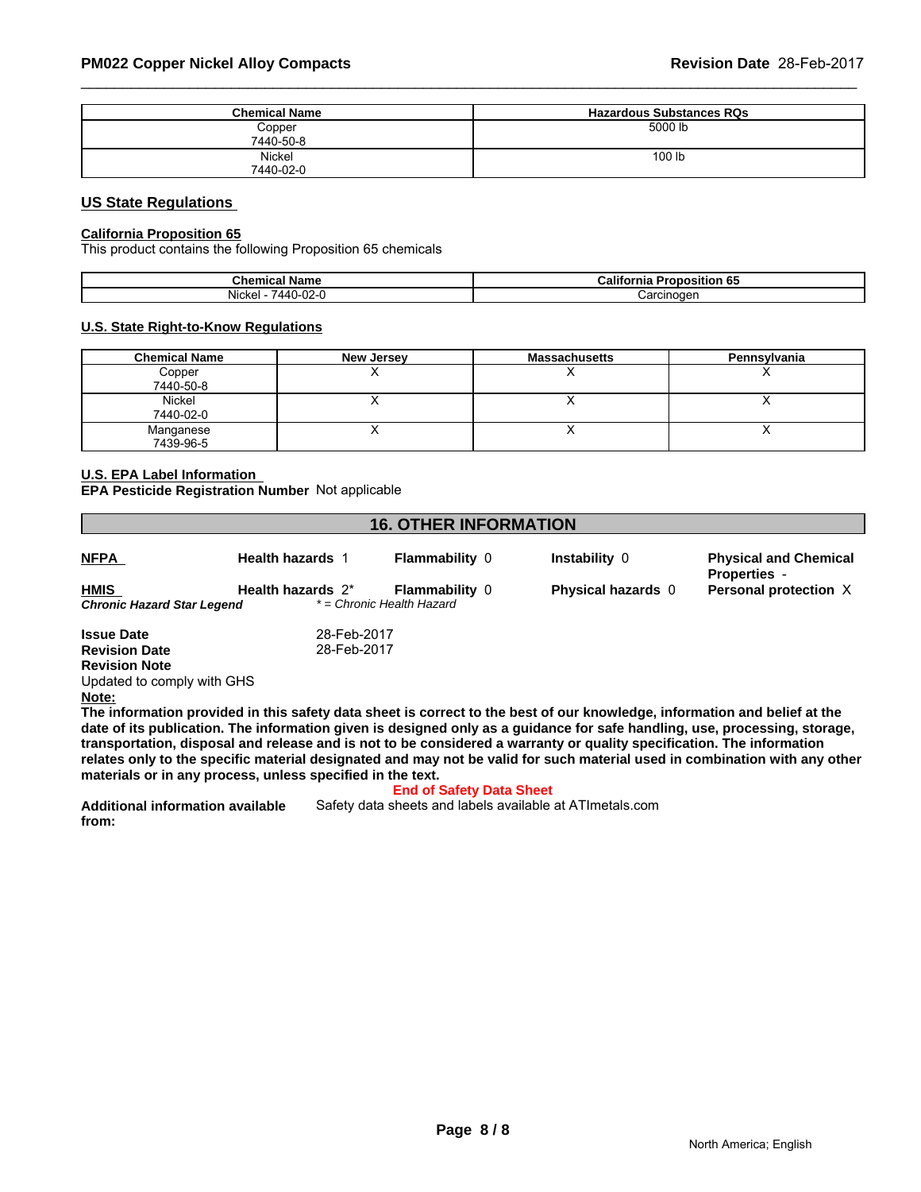| Chemical Name | Hazardous Substances RQs |
|---|---|
| Copper<br>7440-50-8 | 5000 lb |
| Nickel<br>7440-02-0 | 100 lb |

## US State Regulations

### California Proposition 65

This product contains the following Proposition 65 chemicals

| Chemical Name | California Proposition 65 |
|---|---|
| Nickel - 7440-02-0 | Carcinogen |

### U.S. State Right-to-Know Regulations

| Chemical Name | New Jersey | Massachusetts | Pennsylvania |
|---|---|---|---|
| Copper<br>7440-50-8 | X | X | X |
| Nickel<br>7440-02-0 | X | X | X |
| Manganese<br>7439-96-5 | X | X | X |

### U.S. EPA Label Information

**EPA Pesticide Registration Number** Not applicable

## 16. OTHER INFORMATION

**NFPA** — **Health hazards** 1 — **Flammability** 0 — **Instability** 0 — **Physical and Chemical Properties** -

**HMIS** — **Health hazards** 2* — **Flammability** 0 — **Physical hazards** 0 — **Personal protection** X

***Chronic Hazard Star Legend*** *\* = Chronic Health Hazard*

**Issue Date** 28-Feb-2017
**Revision Date** 28-Feb-2017
**Revision Note**
Updated to comply with GHS

**Note:**

**The information provided in this safety data sheet is correct to the best of our knowledge, information and belief at the date of its publication. The information given is designed only as a guidance for safe handling, use, processing, storage, transportation, disposal and release and is not to be considered a warranty or quality specification. The information relates only to the specific material designated and may not be valid for such material used in combination with any other materials or in any process, unless specified in the text.**

**End of Safety Data Sheet**

**Additional information available from:** Safety data sheets and labels available at ATImetals.com